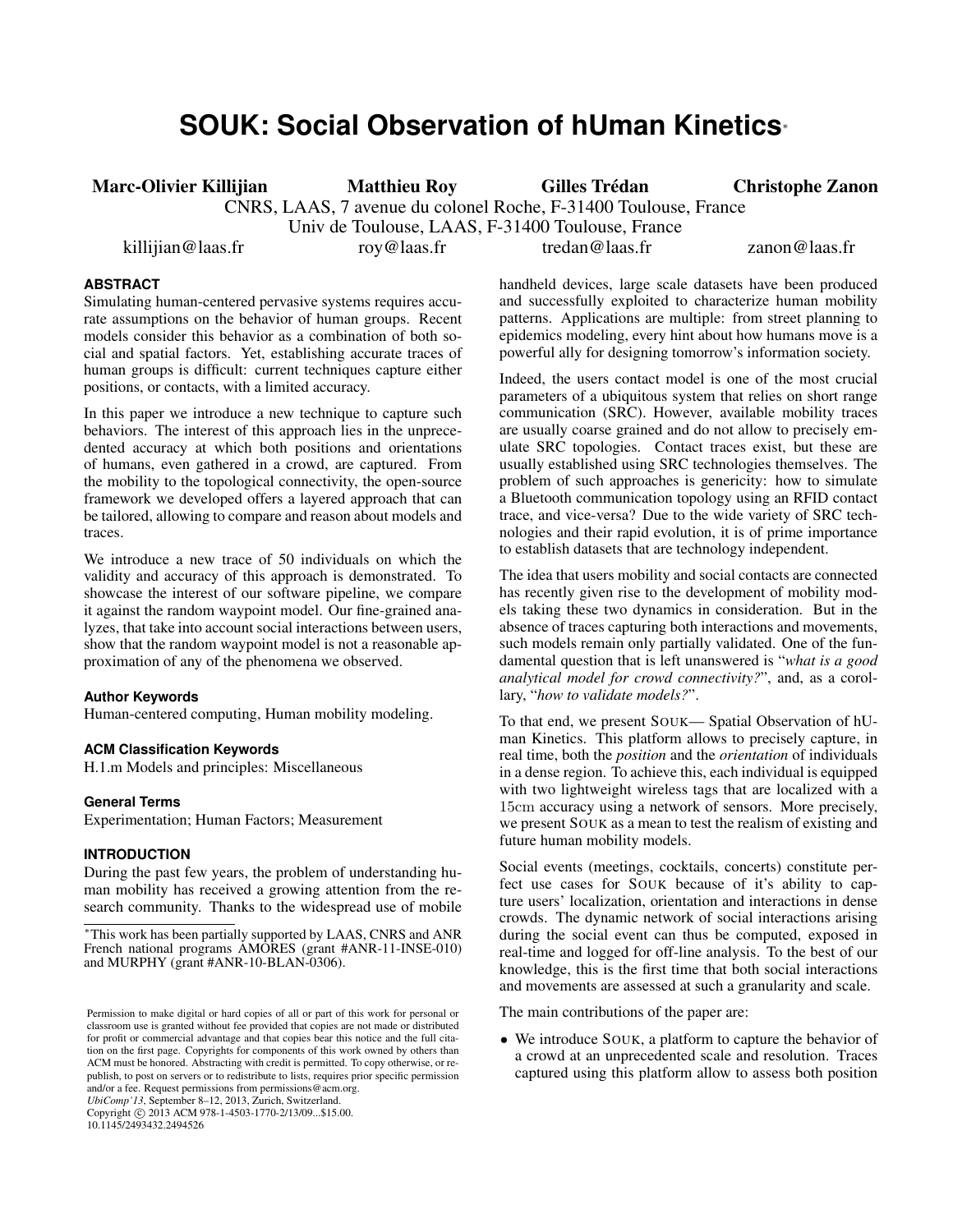# SOUK: Social Observation of hUman Kinetics*

**Marc-Olivier Killijian** **Matthieu Roy** **Gilles Trédan** **Christophe Zanon**

CNRS, LAAS, 7 avenue du colonel Roche, F-31400 Toulouse, France
Univ de Toulouse, LAAS, F-31400 Toulouse, France

killijian@laas.fr roy@laas.fr tredan@laas.fr zanon@laas.fr

### ABSTRACT

Simulating human-centered pervasive systems requires accurate assumptions on the behavior of human groups. Recent models consider this behavior as a combination of both social and spatial factors. Yet, establishing accurate traces of human groups is difficult: current techniques capture either positions, or contacts, with a limited accuracy.

In this paper we introduce a new technique to capture such behaviors. The interest of this approach lies in the unprecedented accuracy at which both positions and orientations of humans, even gathered in a crowd, are captured. From the mobility to the topological connectivity, the open-source framework we developed offers a layered approach that can be tailored, allowing to compare and reason about models and traces.

We introduce a new trace of 50 individuals on which the validity and accuracy of this approach is demonstrated. To showcase the interest of our software pipeline, we compare it against the random waypoint model. Our fine-grained analyzes, that take into account social interactions between users, show that the random waypoint model is not a reasonable approximation of any of the phenomena we observed.

### Author Keywords

Human-centered computing, Human mobility modeling.

### ACM Classification Keywords

H.1.m Models and principles: Miscellaneous

### General Terms

Experimentation; Human Factors; Measurement

### INTRODUCTION

During the past few years, the problem of understanding human mobility has received a growing attention from the research community. Thanks to the widespread use of mobile handheld devices, large scale datasets have been produced and successfully exploited to characterize human mobility patterns. Applications are multiple: from street planning to epidemics modeling, every hint about how humans move is a powerful ally for designing tomorrow's information society.

Indeed, the users contact model is one of the most crucial parameters of a ubiquitous system that relies on short range communication (SRC). However, available mobility traces are usually coarse grained and do not allow to precisely emulate SRC topologies. Contact traces exist, but these are usually established using SRC technologies themselves. The problem of such approaches is genericity: how to simulate a Bluetooth communication topology using an RFID contact trace, and vice-versa? Due to the wide variety of SRC technologies and their rapid evolution, it is of prime importance to establish datasets that are technology independent.

The idea that users mobility and social contacts are connected has recently given rise to the development of mobility models taking these two dynamics in consideration. But in the absence of traces capturing both interactions and movements, such models remain only partially validated. One of the fundamental question that is left unanswered is "*what is a good analytical model for crowd connectivity?*", and, as a corollary, "*how to validate models?*".

To that end, we present SOUK— Spatial Observation of hUman Kinetics. This platform allows to precisely capture, in real time, both the *position* and the *orientation* of individuals in a dense region. To achieve this, each individual is equipped with two lightweight wireless tags that are localized with a $15\text{cm}$ accuracy using a network of sensors. More precisely, we present SOUK as a mean to test the realism of existing and future human mobility models.

Social events (meetings, cocktails, concerts) constitute perfect use cases for SOUK because of it's ability to capture users' localization, orientation and interactions in dense crowds. The dynamic network of social interactions arising during the social event can thus be computed, exposed in real-time and logged for off-line analysis. To the best of our knowledge, this is the first time that both social interactions and movements are assessed at such a granularity and scale.

The main contributions of the paper are:

- We introduce SOUK, a platform to capture the behavior of a crowd at an unprecedented scale and resolution. Traces captured using this platform allow to assess both position

*This work has been partially supported by LAAS, CNRS and ANR French national programs AMORES (grant #ANR-11-INSE-010) and MURPHY (grant #ANR-10-BLAN-0306).

Permission to make digital or hard copies of all or part of this work for personal or classroom use is granted without fee provided that copies are not made or distributed for profit or commercial advantage and that copies bear this notice and the full citation on the first page. Copyrights for components of this work owned by others than ACM must be honored. Abstracting with credit is permitted. To copy otherwise, or republish, to post on servers or to redistribute to lists, requires prior specific permission and/or a fee. Request permissions from permissions@acm.org.
*UbiComp'13*, September 8–12, 2013, Zurich, Switzerland.
Copyright © 2013 ACM 978-1-4503-1770-2/13/09...$15.00.
10.1145/2493432.2494526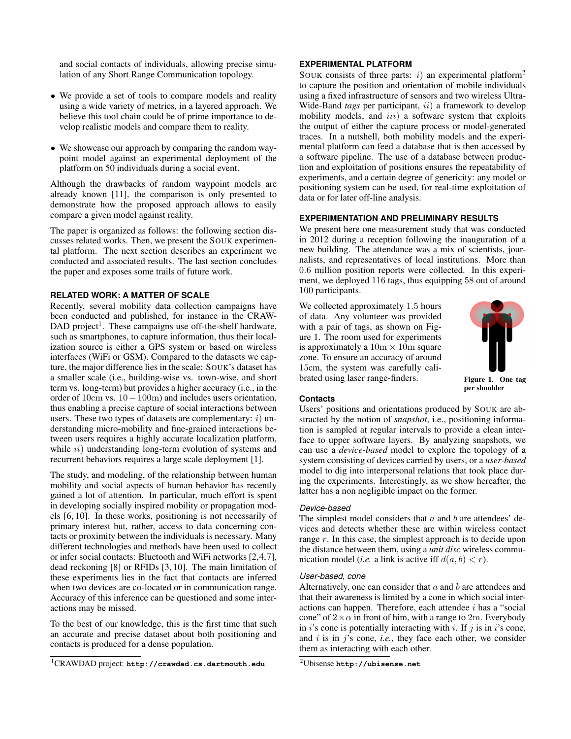and social contacts of individuals, allowing precise simulation of any Short Range Communication topology.

- We provide a set of tools to compare models and reality using a wide variety of metrics, in a layered approach. We believe this tool chain could be of prime importance to develop realistic models and compare them to reality.
- We showcase our approach by comparing the random waypoint model against an experimental deployment of the platform on 50 individuals during a social event.

Although the drawbacks of random waypoint models are already known [11], the comparison is only presented to demonstrate how the proposed approach allows to easily compare a given model against reality.

The paper is organized as follows: the following section discusses related works. Then, we present the SOUK experimental platform. The next section describes an experiment we conducted and associated results. The last section concludes the paper and exposes some trails of future work.

## RELATED WORK: A MATTER OF SCALE

Recently, several mobility data collection campaigns have been conducted and published, for instance in the CRAWDAD project[1]. These campaigns use off-the-shelf hardware, such as smartphones, to capture information, thus their localization source is either a GPS system or based on wireless interfaces (WiFi or GSM). Compared to the datasets we capture, the major difference lies in the scale: SOUK's dataset has a smaller scale (i.e., building-wise vs. town-wise, and short term vs. long-term) but provides a higher accuracy (i.e., in the order of $10\text{cm}$ vs. $10-100\text{m}$) and includes users orientation, thus enabling a precise capture of social interactions between users. These two types of datasets are complementary: $i)$ understanding micro-mobility and fine-grained interactions between users requires a highly accurate localization platform, while $ii)$ understanding long-term evolution of systems and recurrent behaviors requires a large scale deployment [1].

The study, and modeling, of the relationship between human mobility and social aspects of human behavior has recently gained a lot of attention. In particular, much effort is spent in developing socially inspired mobility or propagation models [6, 10]. In these works, positioning is not necessarily of primary interest but, rather, access to data concerning contacts or proximity between the individuals is necessary. Many different technologies and methods have been used to collect or infer social contacts: Bluetooth and WiFi networks [2,4,7], dead reckoning [8] or RFIDs [3, 10]. The main limitation of these experiments lies in the fact that contacts are inferred when two devices are co-located or in communication range. Accuracy of this inference can be questioned and some interactions may be missed.

To the best of our knowledge, this is the first time that such an accurate and precise dataset about both positioning and contacts is produced for a dense population.

[1] CRAWDAD project: **http://crawdad.cs.dartmouth.edu**

## EXPERIMENTAL PLATFORM

SOUK consists of three parts: $i)$ an experimental platform[2] to capture the position and orientation of mobile individuals using a fixed infrastructure of sensors and two wireless Ultra-Wide-Band *tags* per participant, $ii)$ a framework to develop mobility models, and $iii)$ a software system that exploits the output of either the capture process or model-generated traces. In a nutshell, both mobility models and the experimental platform can feed a database that is then accessed by a software pipeline. The use of a database between production and exploitation of positions ensures the repeatability of experiments, and a certain degree of genericity: any model or positioning system can be used, for real-time exploitation of data or for later off-line analysis.

## EXPERIMENTATION AND PRELIMINARY RESULTS

We present here one measurement study that was conducted in 2012 during a reception following the inauguration of a new building. The attendance was a mix of scientists, journalists, and representatives of local institutions. More than $0.6$ million position reports were collected. In this experiment, we deployed $116$ tags, thus equipping $58$ out of around $100$ participants.

We collected approximately $1.5$ hours of data. Any volunteer was provided with a pair of tags, as shown on Figure 1. The room used for experiments is approximately a $10\text{m} \times 10\text{m}$ square zone. To ensure an accuracy of around $15\text{cm}$, the system was carefully calibrated using laser range-finders.

**Figure 1. One tag per shoulder**

### Contacts

Users' positions and orientations produced by SOUK are abstracted by the notion of *snapshot*, i.e., positioning information is sampled at regular intervals to provide a clean interface to upper software layers. By analyzing snapshots, we can use a *device-based* model to explore the topology of a system consisting of devices carried by users, or a *user-based* model to dig into interpersonal relations that took place during the experiments. Interestingly, as we show hereafter, the latter has a non negligible impact on the former.

#### *Device-based*

The simplest model considers that $a$ and $b$ are attendees' devices and detects whether these are within wireless contact range $r$. In this case, the simplest approach is to decide upon the distance between them, using a *unit disc* wireless communication model (*i.e.* a link is active iff $d(a, b) < r$).

#### *User-based, cone*

Alternatively, one can consider that $a$ and $b$ are attendees and that their awareness is limited by a cone in which social interactions can happen. Therefore, each attendee $i$ has a "social cone" of $2 \times \alpha$ in front of him, with a range to $2\text{m}$. Everybody in $i$'s cone is potentially interacting with $i$. If $j$ is in $i$'s cone, and $i$ is in $j$'s cone, *i.e.*, they face each other, we consider them as interacting with each other.

[2] Ubisense **http://ubisense.net**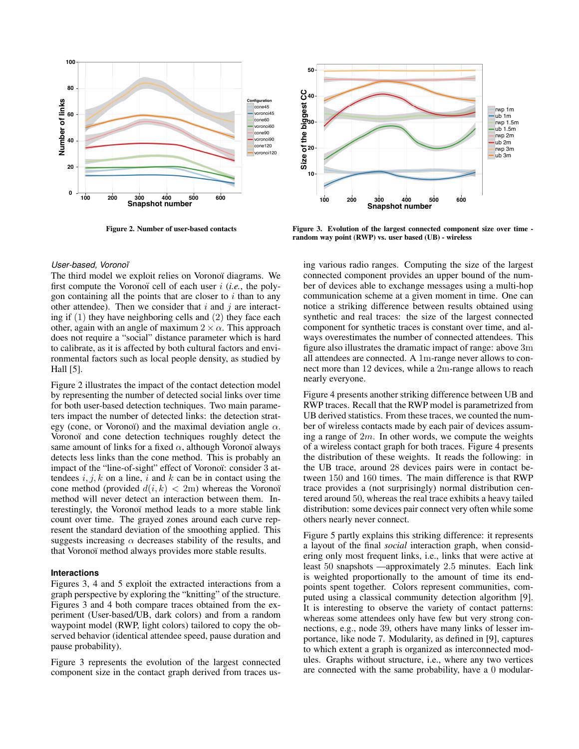Figure 2. Number of user-based contacts

Figure 3. Evolution of the largest connected component size over time - random way point (RWP) vs. user based (UB) - wireless

*User-based, Voronoï*

The third model we exploit relies on Voronoï diagrams. We first compute the Voronoï cell of each user $i$ (*i.e.*, the polygon containing all the points that are closer to $i$ than to any other attendee). Then we consider that $i$ and $j$ are interacting if (1) they have neighboring cells and (2) they face each other, again with an angle of maximum $2 \times \alpha$. This approach does not require a "social" distance parameter which is hard to calibrate, as it is affected by both cultural factors and environmental factors such as local people density, as studied by Hall [5].

Figure 2 illustrates the impact of the contact detection model by representing the number of detected social links over time for both user-based detection techniques. Two main parameters impact the number of detected links: the detection strategy (cone, or Voronoï) and the maximal deviation angle $\alpha$. Voronoï and cone detection techniques roughly detect the same amount of links for a fixed $\alpha$, although Voronoï always detects less links than the cone method. This is probably an impact of the "line-of-sight" effect of Voronoï: consider 3 attendees $i, j, k$ on a line, $i$ and $k$ can be in contact using the cone method (provided $d(i,k) < 2\text{m}$) whereas the Voronoï method will never detect an interaction between them. Interestingly, the Voronoï method leads to a more stable link count over time. The grayed zones around each curve represent the standard deviation of the smoothing applied. This suggests increasing $\alpha$ decreases stability of the results, and that Voronoï method always provides more stable results.

### Interactions

Figures 3, 4 and 5 exploit the extracted interactions from a graph perspective by exploring the "knitting" of the structure. Figures 3 and 4 both compare traces obtained from the experiment (User-based/UB, dark colors) and from a random waypoint model (RWP, light colors) tailored to copy the observed behavior (identical attendee speed, pause duration and pause probability).

Figure 3 represents the evolution of the largest connected component size in the contact graph derived from traces using various radio ranges. Computing the size of the largest connected component provides an upper bound of the number of devices able to exchange messages using a multi-hop communication scheme at a given moment in time. One can notice a striking difference between results obtained using synthetic and real traces: the size of the largest connected component for synthetic traces is constant over time, and always overestimates the number of connected attendees. This figure also illustrates the dramatic impact of range: above $3\text{m}$ all attendees are connected. A $1\text{m}$-range never allows to connect more than 12 devices, while a $2\text{m}$-range allows to reach nearly everyone.

Figure 4 presents another striking difference between UB and RWP traces. Recall that the RWP model is parametrized from UB derived statistics. From these traces, we counted the number of wireless contacts made by each pair of devices assuming a range of $2m$. In other words, we compute the weights of a wireless contact graph for both traces. Figure 4 presents the distribution of these weights. It reads the following: in the UB trace, around 28 devices pairs were in contact between 150 and 160 times. The main difference is that RWP trace provides a (not surprisingly) normal distribution centered around 50, whereas the real trace exhibits a heavy tailed distribution: some devices pair connect very often while some others nearly never connect.

Figure 5 partly explains this striking difference: it represents a layout of the final *social* interaction graph, when considering only most frequent links, i.e., links that were active at least 50 snapshots —approximately 2.5 minutes. Each link is weighted proportionally to the amount of time its endpoints spent together. Colors represent communities, computed using a classical community detection algorithm [9]. It is interesting to observe the variety of contact patterns: whereas some attendees only have few but very strong connections, e.g., node 39, others have many links of lesser importance, like node 7. Modularity, as defined in [9], captures to which extent a graph is organized as interconnected modules. Graphs without structure, i.e., where any two vertices are connected with the same probability, have a 0 modular-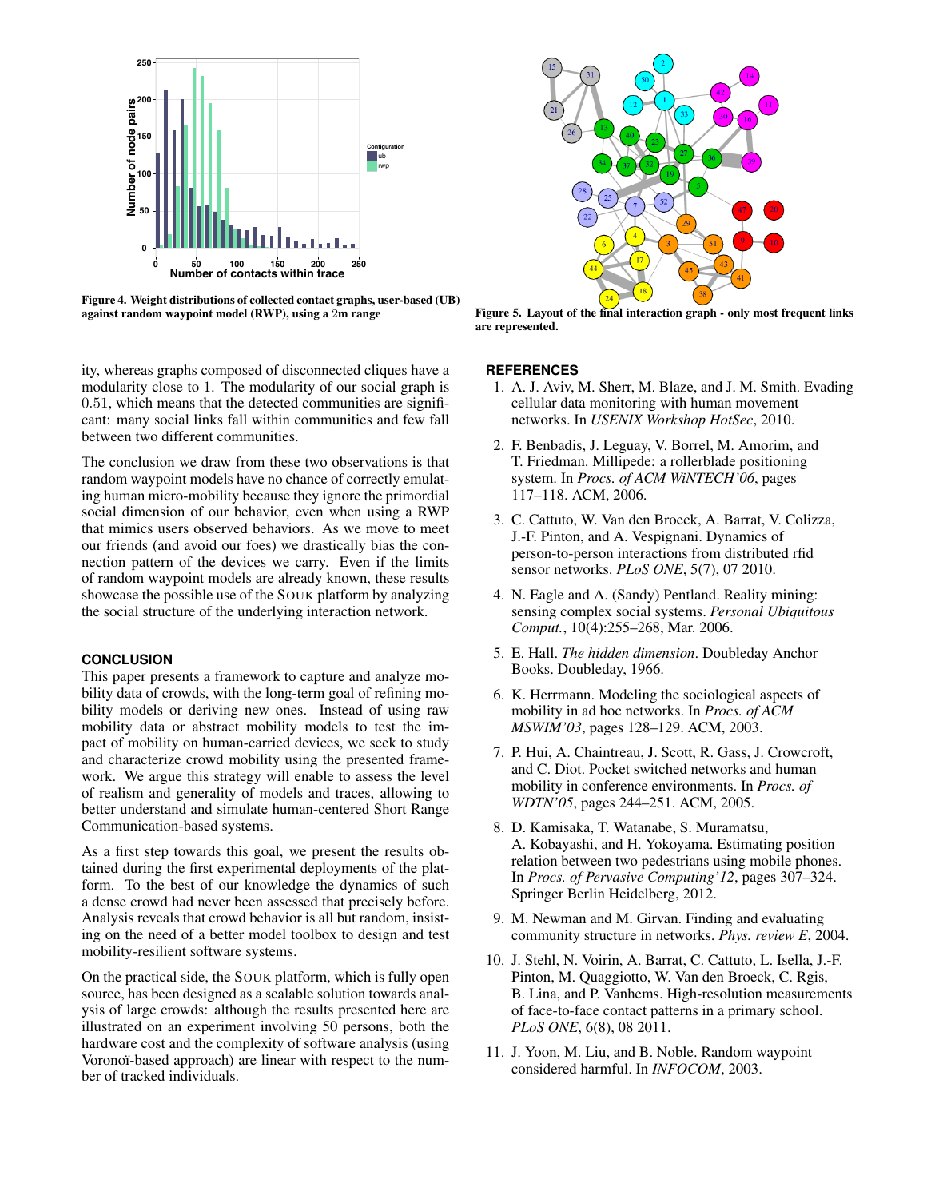250
200
150
100
50
0
Number of node pairs
0
50
100
150
200
250
Number of contacts within trace
Configuration
ub
rwp

Figure 4. Weight distributions of collected contact graphs, user-based (UB) against random waypoint model (RWP), using a 2m range

Figure 5. Layout of the final interaction graph - only most frequent links are represented.

ity, whereas graphs composed of disconnected cliques have a modularity close to 1. The modularity of our social graph is 0.51, which means that the detected communities are significant: many social links fall within communities and few fall between two different communities.

The conclusion we draw from these two observations is that random waypoint models have no chance of correctly emulating human micro-mobility because they ignore the primordial social dimension of our behavior, even when using a RWP that mimics users observed behaviors. As we move to meet our friends (and avoid our foes) we drastically bias the connection pattern of the devices we carry. Even if the limits of random waypoint models are already known, these results showcase the possible use of the SOUK platform by analyzing the social structure of the underlying interaction network.

## CONCLUSION

This paper presents a framework to capture and analyze mobility data of crowds, with the long-term goal of refining mobility models or deriving new ones. Instead of using raw mobility data or abstract mobility models to test the impact of mobility on human-carried devices, we seek to study and characterize crowd mobility using the presented framework. We argue this strategy will enable to assess the level of realism and generality of models and traces, allowing to better understand and simulate human-centered Short Range Communication-based systems.

As a first step towards this goal, we present the results obtained during the first experimental deployments of the platform. To the best of our knowledge the dynamics of such a dense crowd had never been assessed that precisely before. Analysis reveals that crowd behavior is all but random, insisting on the need of a better model toolbox to design and test mobility-resilient software systems.

On the practical side, the SOUK platform, which is fully open source, has been designed as a scalable solution towards analysis of large crowds: although the results presented here are illustrated on an experiment involving 50 persons, both the hardware cost and the complexity of software analysis (using Voronoï-based approach) are linear with respect to the number of tracked individuals.

## REFERENCES

1. A. J. Aviv, M. Sherr, M. Blaze, and J. M. Smith. Evading cellular data monitoring with human movement networks. In *USENIX Workshop HotSec*, 2010.
2. F. Benbadis, J. Leguay, V. Borrel, M. Amorim, and T. Friedman. Millipede: a rollerblade positioning system. In *Procs. of ACM WiNTECH'06*, pages 117–118. ACM, 2006.
3. C. Cattuto, W. Van den Broeck, A. Barrat, V. Colizza, J.-F. Pinton, and A. Vespignani. Dynamics of person-to-person interactions from distributed rfid sensor networks. *PLoS ONE*, 5(7), 07 2010.
4. N. Eagle and A. (Sandy) Pentland. Reality mining: sensing complex social systems. *Personal Ubiquitous Comput.*, 10(4):255–268, Mar. 2006.
5. E. Hall. *The hidden dimension*. Doubleday Anchor Books. Doubleday, 1966.
6. K. Herrmann. Modeling the sociological aspects of mobility in ad hoc networks. In *Procs. of ACM MSWIM'03*, pages 128–129. ACM, 2003.
7. P. Hui, A. Chaintreau, J. Scott, R. Gass, J. Crowcroft, and C. Diot. Pocket switched networks and human mobility in conference environments. In *Procs. of WDTN'05*, pages 244–251. ACM, 2005.
8. D. Kamisaka, T. Watanabe, S. Muramatsu, A. Kobayashi, and H. Yokoyama. Estimating position relation between two pedestrians using mobile phones. In *Procs. of Pervasive Computing'12*, pages 307–324. Springer Berlin Heidelberg, 2012.
9. M. Newman and M. Girvan. Finding and evaluating community structure in networks. *Phys. review E*, 2004.
10. J. Stehl, N. Voirin, A. Barrat, C. Cattuto, L. Isella, J.-F. Pinton, M. Quaggiotto, W. Van den Broeck, C. Rgis, B. Lina, and P. Vanhems. High-resolution measurements of face-to-face contact patterns in a primary school. *PLoS ONE*, 6(8), 08 2011.
11. J. Yoon, M. Liu, and B. Noble. Random waypoint considered harmful. In *INFOCOM*, 2003.